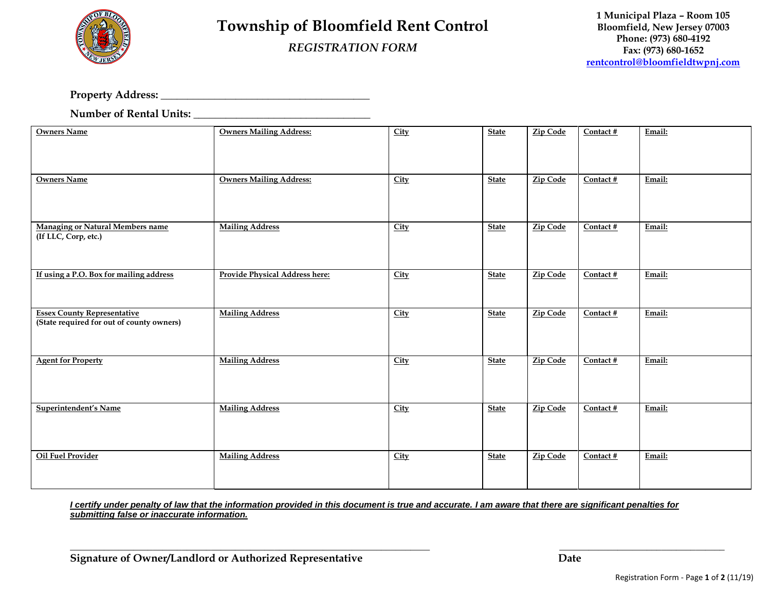# Township of Bloomfield Rent Control

*REGISTRATION FORM*

1 Municipal Plaza – Room 105
Bloomfield, New Jersey 07003
Phone: (973) 680-4192
Fax: (973) 680-1652
rentcontrol@bloomfieldtwpnj.com

**Property Address:** ________________________________________

**Number of Rental Units:** __________________________________

| Owners Name | Owners Mailing Address: | City | State | Zip Code | Contact # | Email: |
|---|---|---|---|---|---|---|
| Owners Name | Owners Mailing Address: | City | State | Zip Code | Contact # | Email: |
| Managing or Natural Members name (If LLC, Corp, etc.) | Mailing Address | City | State | Zip Code | Contact # | Email: |
| If using a P.O. Box for mailing address | Provide Physical Address here: | City | State | Zip Code | Contact # | Email: |
| Essex County Representative (State required for out of county owners) | Mailing Address | City | State | Zip Code | Contact # | Email: |
| Agent for Property | Mailing Address | City | State | Zip Code | Contact # | Email: |
| Superintendent's Name | Mailing Address | City | State | Zip Code | Contact # | Email: |
| Oil Fuel Provider | Mailing Address | City | State | Zip Code | Contact # | Email: |

***I certify under penalty of law that the information provided in this document is true and accurate. I am aware that there are significant penalties for submitting false or inaccurate information.***

_______________________________________________________________ &nbsp;&nbsp;&nbsp;&nbsp;&nbsp;&nbsp;&nbsp;&nbsp; ______________________________

**Signature of Owner/Landlord or Authorized Representative** &nbsp;&nbsp;&nbsp;&nbsp;&nbsp;&nbsp;&nbsp;&nbsp; **Date**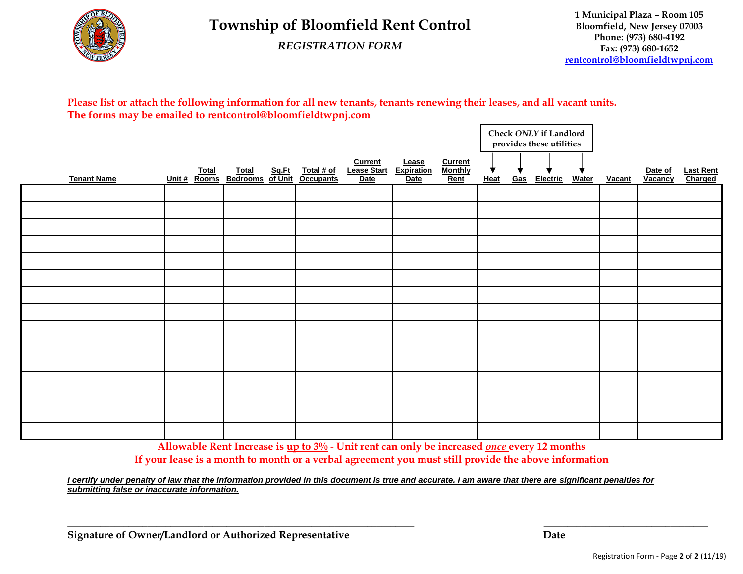# Township of Bloomfield Rent Control

*REGISTRATION FORM*

**1 Municipal Plaza – Room 105**
**Bloomfield, New Jersey 07003**
**Phone: (973) 680-4192**
**Fax: (973) 680-1652**
**rentcontrol@bloomfieldtwpnj.com**

**Please list or attach the following information for all new tenants, tenants renewing their leases, and all vacant units.**
**The forms may be emailed to rentcontrol@bloomfieldtwpnj.com**

| | | | | | | | | | Check *ONLY* if Landlord provides these utilities | | | | | | |
|---|---|---|---|---|---|---|---|---|---|---|---|---|---|---|---|
| Tenant Name | Unit # | Total Rooms | Total Bedrooms | Sq.Ft of Unit | Total # of Occupants | Current Lease Start Date | Lease Expiration Date | Current Monthly Rent | Heat | Gas | Electric | Water | Vacant | Date of Vacancy | Last Rent Charged |
| | | | | | | | | | | | | | | | |
| | | | | | | | | | | | | | | | |
| | | | | | | | | | | | | | | | |
| | | | | | | | | | | | | | | | |
| | | | | | | | | | | | | | | | |
| | | | | | | | | | | | | | | | |
| | | | | | | | | | | | | | | | |
| | | | | | | | | | | | | | | | |
| | | | | | | | | | | | | | | | |
| | | | | | | | | | | | | | | | |
| | | | | | | | | | | | | | | | |
| | | | | | | | | | | | | | | | |
| | | | | | | | | | | | | | | | |
| | | | | | | | | | | | | | | | |
| | | | | | | | | | | | | | | | |

**Allowable Rent Increase is up to 3% - Unit rent can only be increased *once* every 12 months**
**If your lease is a month to month or a verbal agreement you must still provide the above information**

***I certify under penalty of law that the information provided in this document is true and accurate. I am aware that there are significant penalties for submitting false or inaccurate information.***

\_\_\_\_\_\_\_\_\_\_\_\_\_\_\_\_\_\_\_\_\_\_\_\_\_\_\_\_\_\_\_\_\_\_\_\_\_\_\_\_\_\_\_\_\_\_\_\_
**Signature of Owner/Landlord or Authorized Representative**

\_\_\_\_\_\_\_\_\_\_\_\_\_\_\_\_\_\_\_\_\_\_\_\_
**Date**

Registration Form - Page **2** of **2** (11/19)